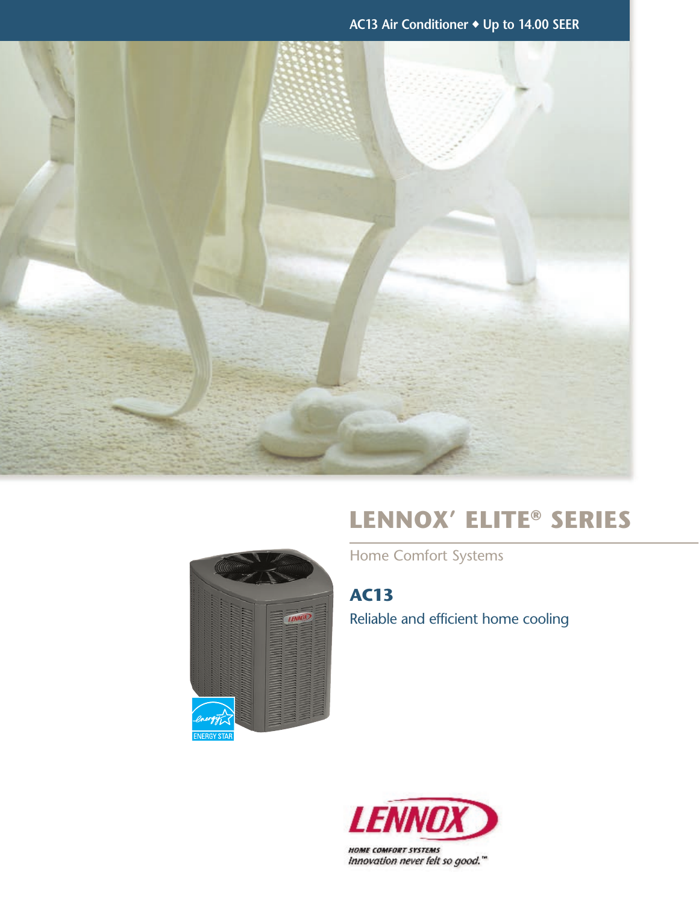AC13 Air Conditioner ◆ Up to 14.00 SEER

# LENNOX' ELITE® SERIES

Home Comfort Systems

## AC13

Reliable and efficient home cooling

ENERGY STAR

LENNOX

HOME COMFORT SYSTEMS

*Innovation never felt so good.™*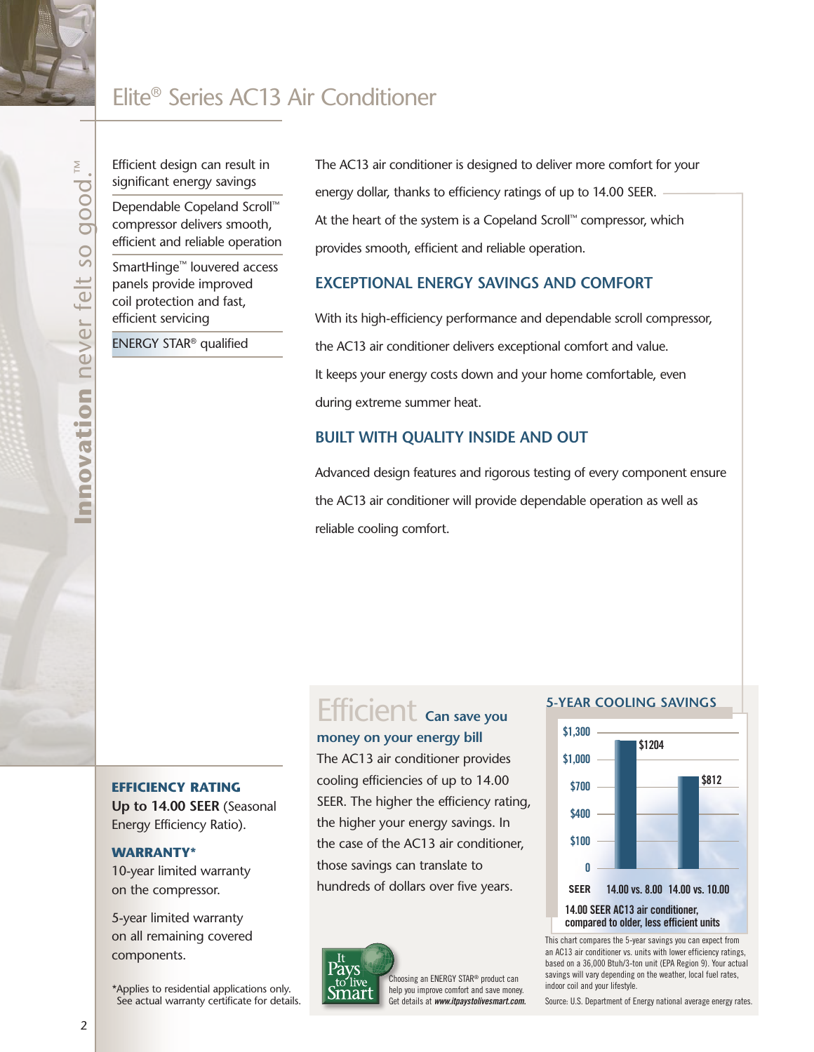# Elite® Series AC13 Air Conditioner

Innovation never felt so good.™

- Efficient design can result in significant energy savings
- Dependable Copeland Scroll™ compressor delivers smooth, efficient and reliable operation
- SmartHinge™ louvered access panels provide improved coil protection and fast, efficient servicing
- ENERGY STAR® qualified

The AC13 air conditioner is designed to deliver more comfort for your energy dollar, thanks to efficiency ratings of up to 14.00 SEER. At the heart of the system is a Copeland Scroll™ compressor, which provides smooth, efficient and reliable operation.

## EXCEPTIONAL ENERGY SAVINGS AND COMFORT

With its high-efficiency performance and dependable scroll compressor, the AC13 air conditioner delivers exceptional comfort and value. It keeps your energy costs down and your home comfortable, even during extreme summer heat.

## BUILT WITH QUALITY INSIDE AND OUT

Advanced design features and rigorous testing of every component ensure the AC13 air conditioner will provide dependable operation as well as reliable cooling comfort.

### EFFICIENCY RATING

**Up to 14.00 SEER** (Seasonal Energy Efficiency Ratio).

### WARRANTY*

10-year limited warranty on the compressor.

5-year limited warranty on all remaining covered components.

*Applies to residential applications only. See actual warranty certificate for details.

## Efficient Can save you money on your energy bill

The AC13 air conditioner provides cooling efficiencies of up to 14.00 SEER. The higher the efficiency rating, the higher your energy savings. In the case of the AC13 air conditioner, those savings can translate to hundreds of dollars over five years.

It Pays to live Smart

Choosing an ENERGY STAR® product can help you improve comfort and save money. Get details at *www.itpaystolivesmart.com.*

### 5-YEAR COOLING SAVINGS

$1,300
$1,000
$700
$400
$100
0

$1204
$812

SEER 14.00 vs. 8.00 14.00 vs. 10.00

**14.00 SEER AC13 air conditioner, compared to older, less efficient units**

This chart compares the 5-year savings you can expect from an AC13 air conditioner vs. units with lower efficiency ratings, based on a 36,000 Btuh/3-ton unit (EPA Region 9). Your actual savings will vary depending on the weather, local fuel rates, indoor coil and your lifestyle.

Source: U.S. Department of Energy national average energy rates.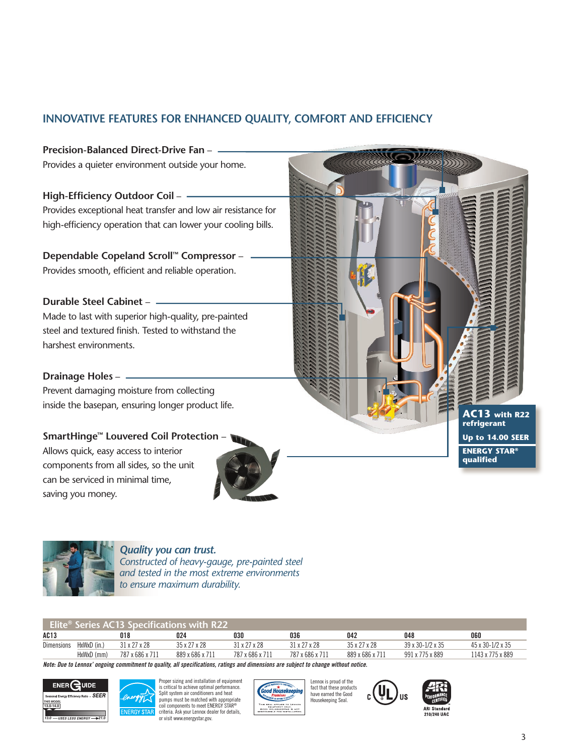## INNOVATIVE FEATURES FOR ENHANCED QUALITY, COMFORT AND EFFICIENCY

**Precision-Balanced Direct-Drive Fan** –
Provides a quieter environment outside your home.

**High-Efficiency Outdoor Coil** –
Provides exceptional heat transfer and low air resistance for high-efficiency operation that can lower your cooling bills.

**Dependable Copeland Scroll™ Compressor** –
Provides smooth, efficient and reliable operation.

**Durable Steel Cabinet** –
Made to last with superior high-quality, pre-painted steel and textured finish. Tested to withstand the harshest environments.

**Drainage Holes** –
Prevent damaging moisture from collecting inside the basepan, ensuring longer product life.

**SmartHinge™ Louvered Coil Protection** –
Allows quick, easy access to interior components from all sides, so the unit can be serviced in minimal time, saving you money.

**AC13 with R22 refrigerant**
**Up to 14.00 SEER**
**ENERGY STAR® qualified**

*Quality you can trust.*
*Constructed of heavy-gauge, pre-painted steel and tested in the most extreme environments to ensure maximum durability.*

### Elite® Series AC13 Specifications with R22

| AC13 | | 018 | 024 | 030 | 036 | 042 | 048 | 060 |
|---|---|---|---|---|---|---|---|---|
| Dimensions | HxWxD (in.) | 31 x 27 x 28 | 35 x 27 x 28 | 31 x 27 x 28 | 31 x 27 x 28 | 35 x 27 x 28 | 39 x 30-1/2 x 35 | 45 x 30-1/2 x 35 |
| | HxWxD (mm) | 787 x 686 x 711 | 889 x 686 x 711 | 787 x 686 x 711 | 787 x 686 x 711 | 889 x 686 x 711 | 991 x 775 x 889 | 1143 x 775 x 889 |

***Note: Due to Lennox' ongoing commitment to quality, all specifications, ratings and dimensions are subject to change without notice.***

ENERGUIDE
Seasonal Energy Efficiency Ratio - SEER
THIS MODEL
13.0-14.0
13.0 — USES LESS ENERGY → 21.0

ENERGY STAR

Proper sizing and installation of equipment is critical to achieve optimal performance. Split system air conditioners and heat pumps must be matched with appropriate coil components to meet ENERGY STAR® criteria. Ask your Lennox dealer for details, or visit www.energystar.gov.

Lennox is proud of the fact that these products have earned the Good Housekeeping Seal.

ARI Standard 210/240 UAC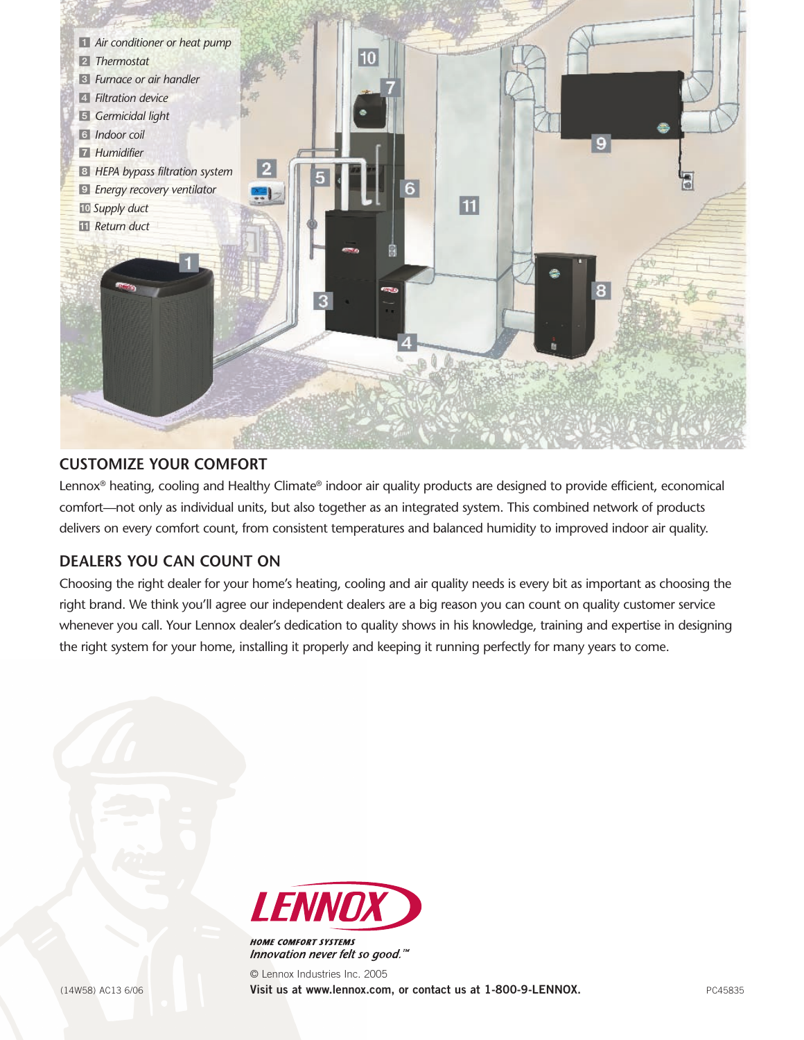1. Air conditioner or heat pump
2. Thermostat
3. Furnace or air handler
4. Filtration device
5. Germicidal light
6. Indoor coil
7. Humidifier
8. HEPA bypass filtration system
9. Energy recovery ventilator
10. Supply duct
11. Return duct

## CUSTOMIZE YOUR COMFORT

Lennox® heating, cooling and Healthy Climate® indoor air quality products are designed to provide efficient, economical comfort—not only as individual units, but also together as an integrated system. This combined network of products delivers on every comfort count, from consistent temperatures and balanced humidity to improved indoor air quality.

## DEALERS YOU CAN COUNT ON

Choosing the right dealer for your home's heating, cooling and air quality needs is every bit as important as choosing the right brand. We think you'll agree our independent dealers are a big reason you can count on quality customer service whenever you call. Your Lennox dealer's dedication to quality shows in his knowledge, training and expertise in designing the right system for your home, installing it properly and keeping it running perfectly for many years to come.

LENNOX

*HOME COMFORT SYSTEMS*

*Innovation never felt so good.™*

© Lennox Industries Inc. 2005

(14W58) AC13 6/06

**Visit us at www.lennox.com, or contact us at 1-800-9-LENNOX.**

PC45835